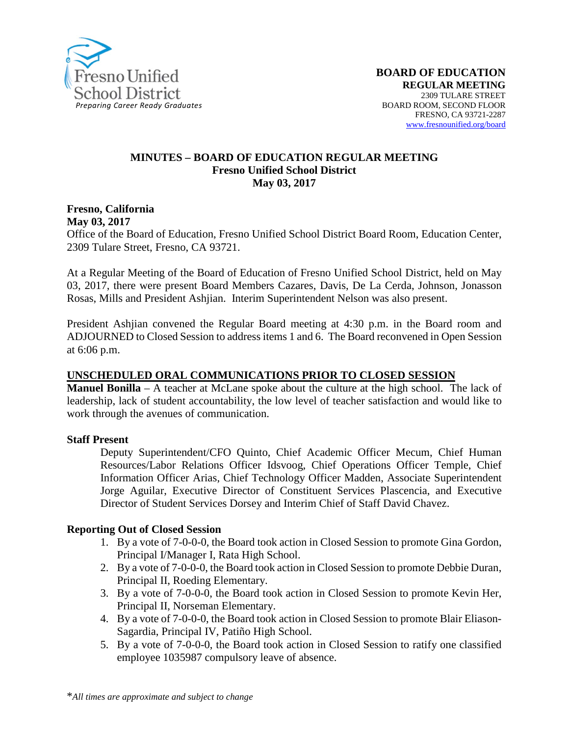Fresno Unified School District
*Preparing Career Ready Graduates*

**BOARD OF EDUCATION**
**REGULAR MEETING**
2309 TULARE STREET
BOARD ROOM, SECOND FLOOR
FRESNO, CA 93721-2287
www.fresnounified.org/board

**MINUTES – BOARD OF EDUCATION REGULAR MEETING**
**Fresno Unified School District**
**May 03, 2017**

**Fresno, California**
**May 03, 2017**
Office of the Board of Education, Fresno Unified School District Board Room, Education Center, 2309 Tulare Street, Fresno, CA 93721.

At a Regular Meeting of the Board of Education of Fresno Unified School District, held on May 03, 2017, there were present Board Members Cazares, Davis, De La Cerda, Johnson, Jonasson Rosas, Mills and President Ashjian. Interim Superintendent Nelson was also present.

President Ashjian convened the Regular Board meeting at 4:30 p.m. in the Board room and ADJOURNED to Closed Session to address items 1 and 6. The Board reconvened in Open Session at 6:06 p.m.

## UNSCHEDULED ORAL COMMUNICATIONS PRIOR TO CLOSED SESSION

**Manuel Bonilla** – A teacher at McLane spoke about the culture at the high school. The lack of leadership, lack of student accountability, the low level of teacher satisfaction and would like to work through the avenues of communication.

### Staff Present

Deputy Superintendent/CFO Quinto, Chief Academic Officer Mecum, Chief Human Resources/Labor Relations Officer Idsvoog, Chief Operations Officer Temple, Chief Information Officer Arias, Chief Technology Officer Madden, Associate Superintendent Jorge Aguilar, Executive Director of Constituent Services Plascencia, and Executive Director of Student Services Dorsey and Interim Chief of Staff David Chavez.

### Reporting Out of Closed Session

1. By a vote of 7-0-0-0, the Board took action in Closed Session to promote Gina Gordon, Principal I/Manager I, Rata High School.
2. By a vote of 7-0-0-0, the Board took action in Closed Session to promote Debbie Duran, Principal II, Roeding Elementary.
3. By a vote of 7-0-0-0, the Board took action in Closed Session to promote Kevin Her, Principal II, Norseman Elementary.
4. By a vote of 7-0-0-0, the Board took action in Closed Session to promote Blair Eliason-Sagardia, Principal IV, Patiño High School.
5. By a vote of 7-0-0-0, the Board took action in Closed Session to ratify one classified employee 1035987 compulsory leave of absence.

*\*All times are approximate and subject to change*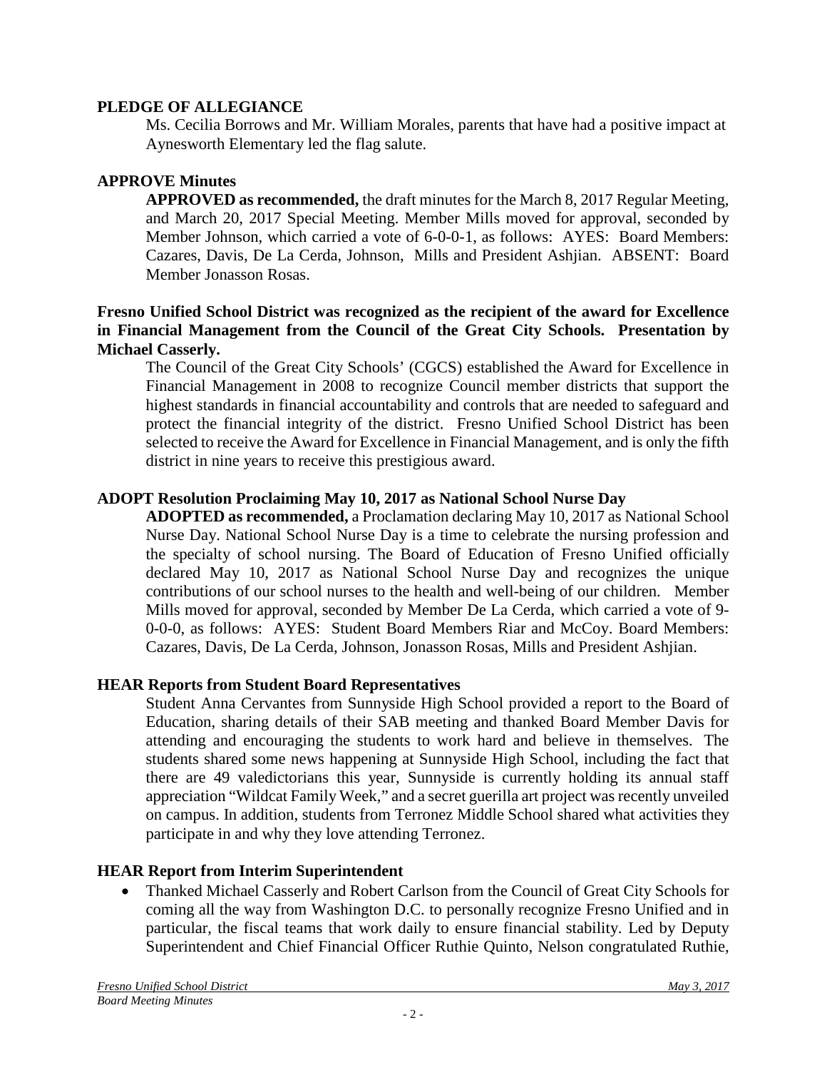## PLEDGE OF ALLEGIANCE

Ms. Cecilia Borrows and Mr. William Morales, parents that have had a positive impact at Aynesworth Elementary led the flag salute.

## APPROVE Minutes

**APPROVED as recommended,** the draft minutes for the March 8, 2017 Regular Meeting, and March 20, 2017 Special Meeting. Member Mills moved for approval, seconded by Member Johnson, which carried a vote of 6-0-0-1, as follows: AYES: Board Members: Cazares, Davis, De La Cerda, Johnson, Mills and President Ashjian. ABSENT: Board Member Jonasson Rosas.

## Fresno Unified School District was recognized as the recipient of the award for Excellence in Financial Management from the Council of the Great City Schools. Presentation by Michael Casserly.

The Council of the Great City Schools' (CGCS) established the Award for Excellence in Financial Management in 2008 to recognize Council member districts that support the highest standards in financial accountability and controls that are needed to safeguard and protect the financial integrity of the district. Fresno Unified School District has been selected to receive the Award for Excellence in Financial Management, and is only the fifth district in nine years to receive this prestigious award.

## ADOPT Resolution Proclaiming May 10, 2017 as National School Nurse Day

**ADOPTED as recommended,** a Proclamation declaring May 10, 2017 as National School Nurse Day. National School Nurse Day is a time to celebrate the nursing profession and the specialty of school nursing. The Board of Education of Fresno Unified officially declared May 10, 2017 as National School Nurse Day and recognizes the unique contributions of our school nurses to the health and well-being of our children. Member Mills moved for approval, seconded by Member De La Cerda, which carried a vote of 9-0-0-0, as follows: AYES: Student Board Members Riar and McCoy. Board Members: Cazares, Davis, De La Cerda, Johnson, Jonasson Rosas, Mills and President Ashjian.

## HEAR Reports from Student Board Representatives

Student Anna Cervantes from Sunnyside High School provided a report to the Board of Education, sharing details of their SAB meeting and thanked Board Member Davis for attending and encouraging the students to work hard and believe in themselves. The students shared some news happening at Sunnyside High School, including the fact that there are 49 valedictorians this year, Sunnyside is currently holding its annual staff appreciation "Wildcat Family Week," and a secret guerilla art project was recently unveiled on campus. In addition, students from Terronez Middle School shared what activities they participate in and why they love attending Terronez.

## HEAR Report from Interim Superintendent

- Thanked Michael Casserly and Robert Carlson from the Council of Great City Schools for coming all the way from Washington D.C. to personally recognize Fresno Unified and in particular, the fiscal teams that work daily to ensure financial stability. Led by Deputy Superintendent and Chief Financial Officer Ruthie Quinto, Nelson congratulated Ruthie,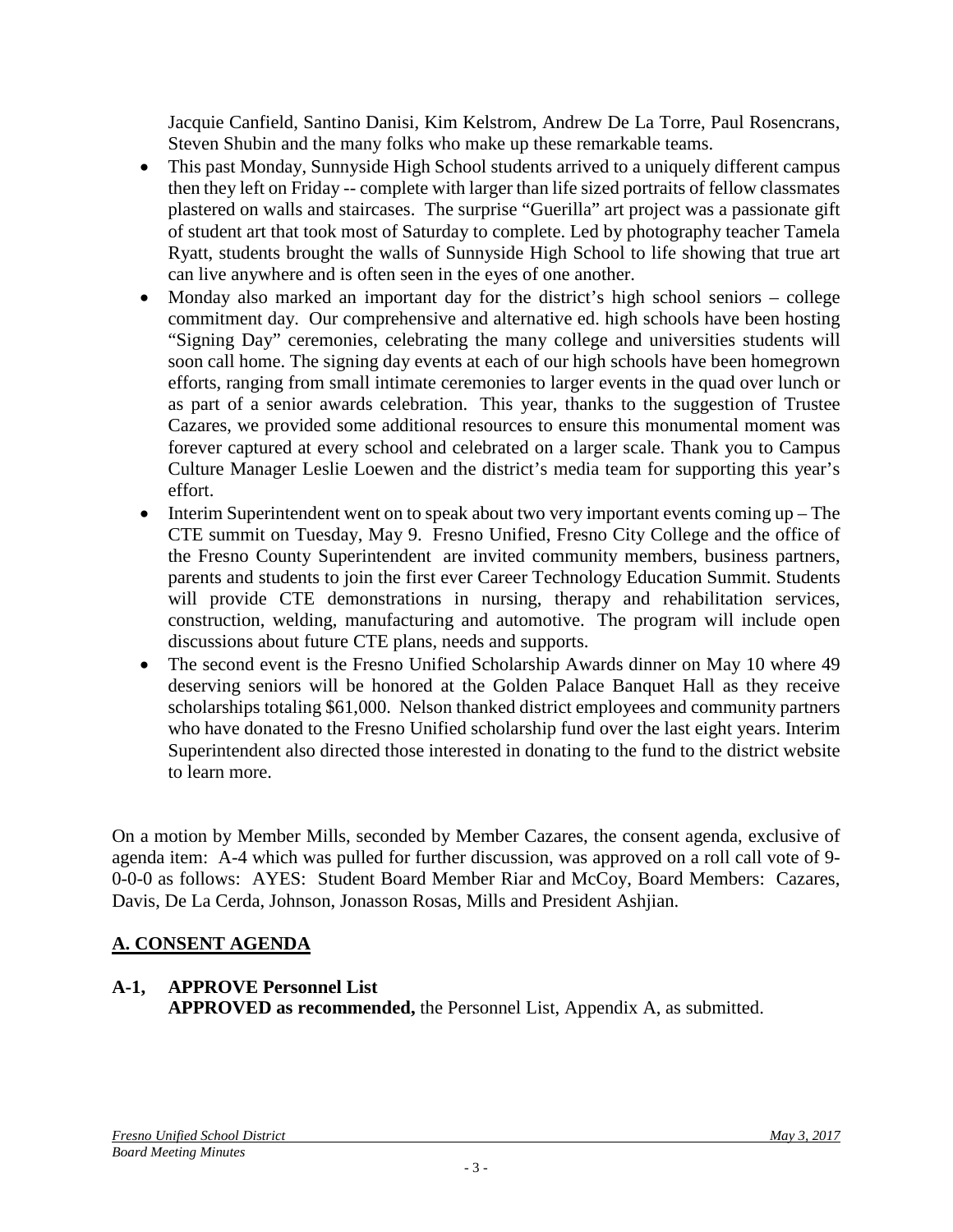Jacquie Canfield, Santino Danisi, Kim Kelstrom, Andrew De La Torre, Paul Rosencrans, Steven Shubin and the many folks who make up these remarkable teams.

- This past Monday, Sunnyside High School students arrived to a uniquely different campus then they left on Friday -- complete with larger than life sized portraits of fellow classmates plastered on walls and staircases. The surprise "Guerilla" art project was a passionate gift of student art that took most of Saturday to complete. Led by photography teacher Tamela Ryatt, students brought the walls of Sunnyside High School to life showing that true art can live anywhere and is often seen in the eyes of one another.
- Monday also marked an important day for the district's high school seniors – college commitment day. Our comprehensive and alternative ed. high schools have been hosting "Signing Day" ceremonies, celebrating the many college and universities students will soon call home. The signing day events at each of our high schools have been homegrown efforts, ranging from small intimate ceremonies to larger events in the quad over lunch or as part of a senior awards celebration. This year, thanks to the suggestion of Trustee Cazares, we provided some additional resources to ensure this monumental moment was forever captured at every school and celebrated on a larger scale. Thank you to Campus Culture Manager Leslie Loewen and the district's media team for supporting this year's effort.
- Interim Superintendent went on to speak about two very important events coming up – The CTE summit on Tuesday, May 9. Fresno Unified, Fresno City College and the office of the Fresno County Superintendent are invited community members, business partners, parents and students to join the first ever Career Technology Education Summit. Students will provide CTE demonstrations in nursing, therapy and rehabilitation services, construction, welding, manufacturing and automotive. The program will include open discussions about future CTE plans, needs and supports.
- The second event is the Fresno Unified Scholarship Awards dinner on May 10 where 49 deserving seniors will be honored at the Golden Palace Banquet Hall as they receive scholarships totaling $61,000. Nelson thanked district employees and community partners who have donated to the Fresno Unified scholarship fund over the last eight years. Interim Superintendent also directed those interested in donating to the fund to the district website to learn more.

On a motion by Member Mills, seconded by Member Cazares, the consent agenda, exclusive of agenda item: A-4 which was pulled for further discussion, was approved on a roll call vote of 9-0-0-0 as follows: AYES: Student Board Member Riar and McCoy, Board Members: Cazares, Davis, De La Cerda, Johnson, Jonasson Rosas, Mills and President Ashjian.

## A. CONSENT AGENDA

**A-1, APPROVE Personnel List**
**APPROVED as recommended,** the Personnel List, Appendix A, as submitted.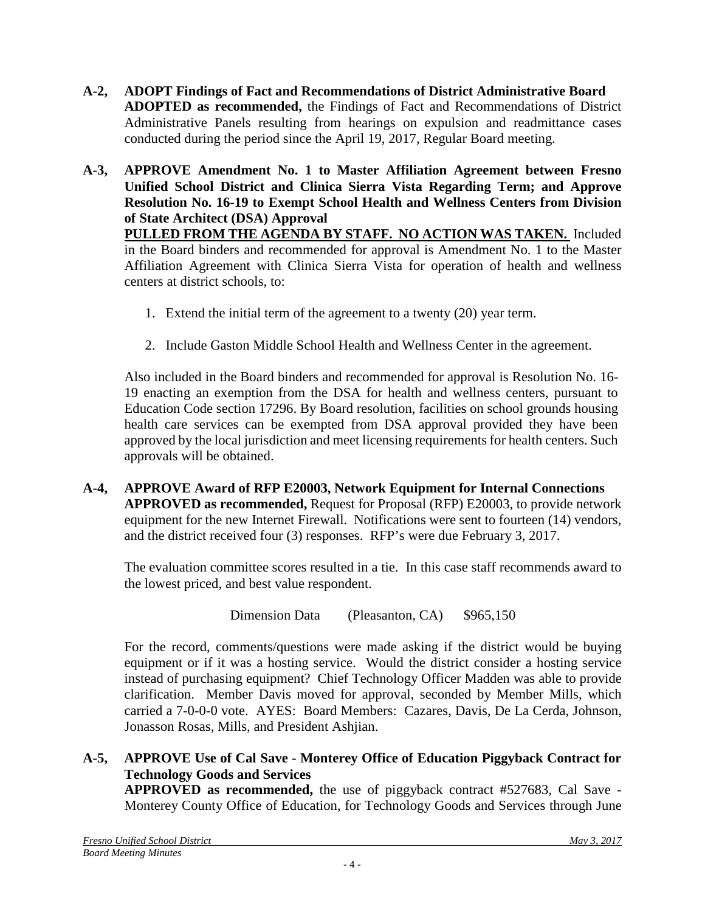**A-2, ADOPT Findings of Fact and Recommendations of District Administrative Board**
**ADOPTED as recommended,** the Findings of Fact and Recommendations of District Administrative Panels resulting from hearings on expulsion and readmittance cases conducted during the period since the April 19, 2017, Regular Board meeting.

**A-3, APPROVE Amendment No. 1 to Master Affiliation Agreement between Fresno Unified School District and Clinica Sierra Vista Regarding Term; and Approve Resolution No. 16-19 to Exempt School Health and Wellness Centers from Division of State Architect (DSA) Approval**
**PULLED FROM THE AGENDA BY STAFF. NO ACTION WAS TAKEN.** Included in the Board binders and recommended for approval is Amendment No. 1 to the Master Affiliation Agreement with Clinica Sierra Vista for operation of health and wellness centers at district schools, to:

1. Extend the initial term of the agreement to a twenty (20) year term.
2. Include Gaston Middle School Health and Wellness Center in the agreement.

Also included in the Board binders and recommended for approval is Resolution No. 16-19 enacting an exemption from the DSA for health and wellness centers, pursuant to Education Code section 17296. By Board resolution, facilities on school grounds housing health care services can be exempted from DSA approval provided they have been approved by the local jurisdiction and meet licensing requirements for health centers. Such approvals will be obtained.

**A-4, APPROVE Award of RFP E20003, Network Equipment for Internal Connections**
**APPROVED as recommended,** Request for Proposal (RFP) E20003, to provide network equipment for the new Internet Firewall. Notifications were sent to fourteen (14) vendors, and the district received four (3) responses. RFP's were due February 3, 2017.

The evaluation committee scores resulted in a tie. In this case staff recommends award to the lowest priced, and best value respondent.

Dimension Data (Pleasanton, CA) $965,150

For the record, comments/questions were made asking if the district would be buying equipment or if it was a hosting service. Would the district consider a hosting service instead of purchasing equipment? Chief Technology Officer Madden was able to provide clarification. Member Davis moved for approval, seconded by Member Mills, which carried a 7-0-0-0 vote. AYES: Board Members: Cazares, Davis, De La Cerda, Johnson, Jonasson Rosas, Mills, and President Ashjian.

**A-5, APPROVE Use of Cal Save - Monterey Office of Education Piggyback Contract for Technology Goods and Services**
**APPROVED as recommended,** the use of piggyback contract #527683, Cal Save - Monterey County Office of Education, for Technology Goods and Services through June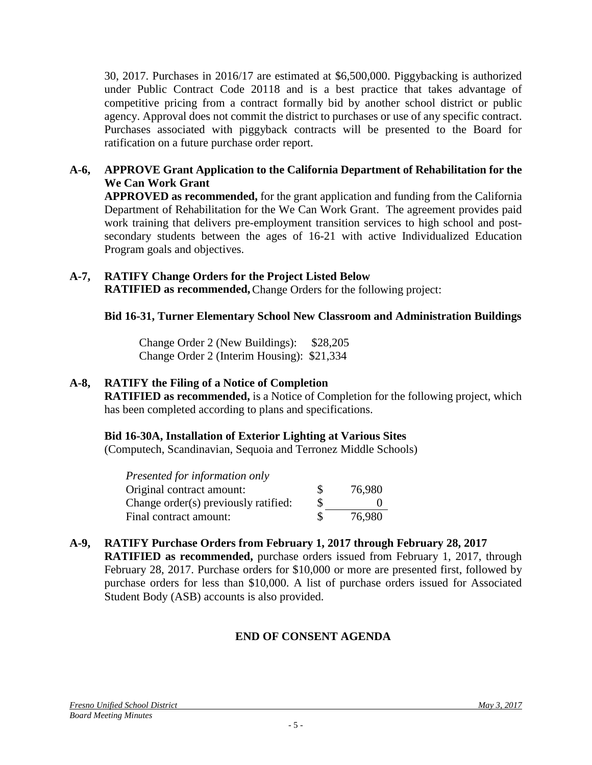30, 2017. Purchases in 2016/17 are estimated at $6,500,000. Piggybacking is authorized under Public Contract Code 20118 and is a best practice that takes advantage of competitive pricing from a contract formally bid by another school district or public agency. Approval does not commit the district to purchases or use of any specific contract. Purchases associated with piggyback contracts will be presented to the Board for ratification on a future purchase order report.

**A-6, APPROVE Grant Application to the California Department of Rehabilitation for the We Can Work Grant**
**APPROVED as recommended,** for the grant application and funding from the California Department of Rehabilitation for the We Can Work Grant. The agreement provides paid work training that delivers pre-employment transition services to high school and post-secondary students between the ages of 16-21 with active Individualized Education Program goals and objectives.

**A-7, RATIFY Change Orders for the Project Listed Below**
**RATIFIED as recommended,** Change Orders for the following project:

**Bid 16-31, Turner Elementary School New Classroom and Administration Buildings**

Change Order 2 (New Buildings): $28,205
Change Order 2 (Interim Housing): $21,334

**A-8, RATIFY the Filing of a Notice of Completion**
**RATIFIED as recommended,** is a Notice of Completion for the following project, which has been completed according to plans and specifications.

**Bid 16-30A, Installation of Exterior Lighting at Various Sites**
(Computech, Scandinavian, Sequoia and Terronez Middle Schools)

| *Presented for information only* | | |
|---|---|---|
| Original contract amount: | $ | 76,980 |
| Change order(s) previously ratified: | $ | 0 |
| Final contract amount: | $ | 76,980 |

**A-9, RATIFY Purchase Orders from February 1, 2017 through February 28, 2017**
**RATIFIED as recommended,** purchase orders issued from February 1, 2017, through February 28, 2017. Purchase orders for $10,000 or more are presented first, followed by purchase orders for less than $10,000. A list of purchase orders issued for Associated Student Body (ASB) accounts is also provided.

**END OF CONSENT AGENDA**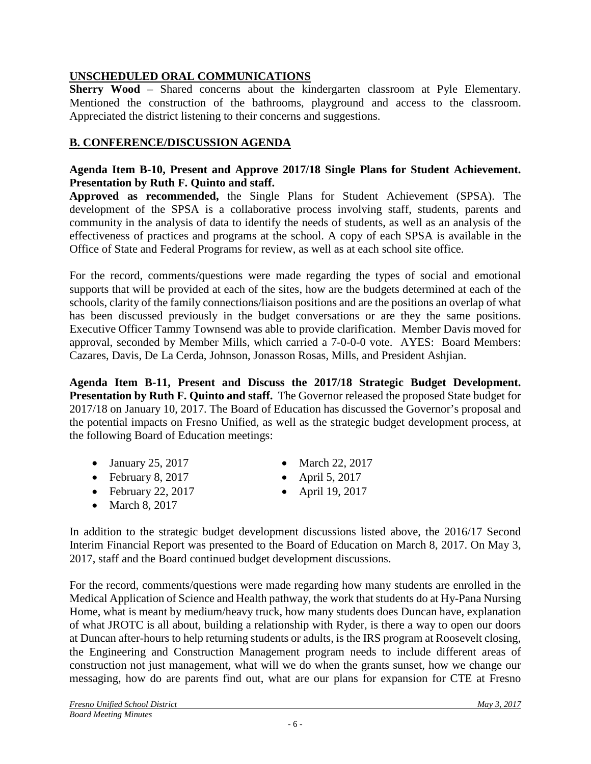## UNSCHEDULED ORAL COMMUNICATIONS

**Sherry Wood** – Shared concerns about the kindergarten classroom at Pyle Elementary. Mentioned the construction of the bathrooms, playground and access to the classroom. Appreciated the district listening to their concerns and suggestions.

## B. CONFERENCE/DISCUSSION AGENDA

**Agenda Item B-10, Present and Approve 2017/18 Single Plans for Student Achievement. Presentation by Ruth F. Quinto and staff.**

**Approved as recommended,** the Single Plans for Student Achievement (SPSA). The development of the SPSA is a collaborative process involving staff, students, parents and community in the analysis of data to identify the needs of students, as well as an analysis of the effectiveness of practices and programs at the school. A copy of each SPSA is available in the Office of State and Federal Programs for review, as well as at each school site office.

For the record, comments/questions were made regarding the types of social and emotional supports that will be provided at each of the sites, how are the budgets determined at each of the schools, clarity of the family connections/liaison positions and are the positions an overlap of what has been discussed previously in the budget conversations or are they the same positions. Executive Officer Tammy Townsend was able to provide clarification. Member Davis moved for approval, seconded by Member Mills, which carried a 7-0-0-0 vote. AYES: Board Members: Cazares, Davis, De La Cerda, Johnson, Jonasson Rosas, Mills, and President Ashjian.

**Agenda Item B-11, Present and Discuss the 2017/18 Strategic Budget Development. Presentation by Ruth F. Quinto and staff.** The Governor released the proposed State budget for 2017/18 on January 10, 2017. The Board of Education has discussed the Governor's proposal and the potential impacts on Fresno Unified, as well as the strategic budget development process, at the following Board of Education meetings:

- January 25, 2017
- February 8, 2017
- February 22, 2017
- March 8, 2017
- March 22, 2017
- April 5, 2017
- April 19, 2017

In addition to the strategic budget development discussions listed above, the 2016/17 Second Interim Financial Report was presented to the Board of Education on March 8, 2017. On May 3, 2017, staff and the Board continued budget development discussions.

For the record, comments/questions were made regarding how many students are enrolled in the Medical Application of Science and Health pathway, the work that students do at Hy-Pana Nursing Home, what is meant by medium/heavy truck, how many students does Duncan have, explanation of what JROTC is all about, building a relationship with Ryder, is there a way to open our doors at Duncan after-hours to help returning students or adults, is the IRS program at Roosevelt closing, the Engineering and Construction Management program needs to include different areas of construction not just management, what will we do when the grants sunset, how we change our messaging, how do are parents find out, what are our plans for expansion for CTE at Fresno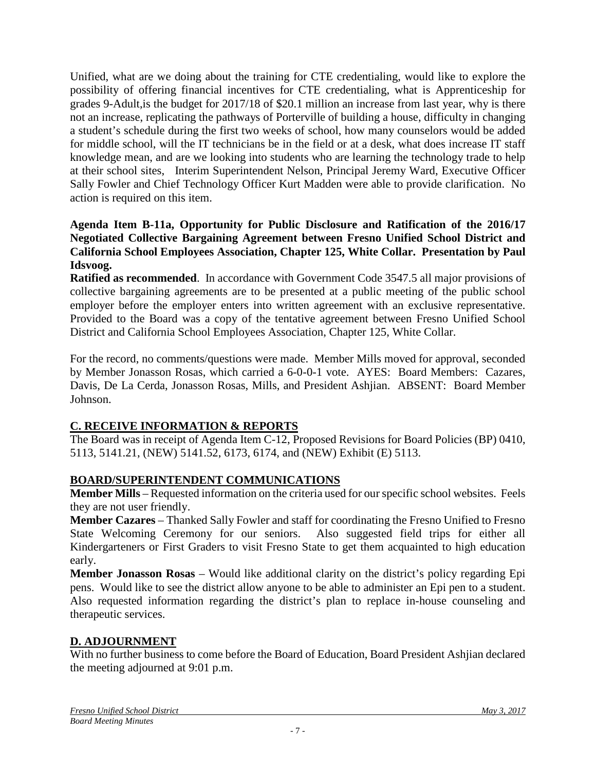Unified, what are we doing about the training for CTE credentialing, would like to explore the possibility of offering financial incentives for CTE credentialing, what is Apprenticeship for grades 9-Adult,is the budget for 2017/18 of $20.1 million an increase from last year, why is there not an increase, replicating the pathways of Porterville of building a house, difficulty in changing a student's schedule during the first two weeks of school, how many counselors would be added for middle school, will the IT technicians be in the field or at a desk, what does increase IT staff knowledge mean, and are we looking into students who are learning the technology trade to help at their school sites, Interim Superintendent Nelson, Principal Jeremy Ward, Executive Officer Sally Fowler and Chief Technology Officer Kurt Madden were able to provide clarification. No action is required on this item.

**Agenda Item B-11a, Opportunity for Public Disclosure and Ratification of the 2016/17 Negotiated Collective Bargaining Agreement between Fresno Unified School District and California School Employees Association, Chapter 125, White Collar. Presentation by Paul Idsvoog.**

**Ratified as recommended**. In accordance with Government Code 3547.5 all major provisions of collective bargaining agreements are to be presented at a public meeting of the public school employer before the employer enters into written agreement with an exclusive representative. Provided to the Board was a copy of the tentative agreement between Fresno Unified School District and California School Employees Association, Chapter 125, White Collar.

For the record, no comments/questions were made. Member Mills moved for approval, seconded by Member Jonasson Rosas, which carried a 6-0-0-1 vote. AYES: Board Members: Cazares, Davis, De La Cerda, Jonasson Rosas, Mills, and President Ashjian. ABSENT: Board Member Johnson.

## C. RECEIVE INFORMATION & REPORTS

The Board was in receipt of Agenda Item C-12, Proposed Revisions for Board Policies (BP) 0410, 5113, 5141.21, (NEW) 5141.52, 6173, 6174, and (NEW) Exhibit (E) 5113.

## BOARD/SUPERINTENDENT COMMUNICATIONS

**Member Mills** – Requested information on the criteria used for our specific school websites. Feels they are not user friendly.

**Member Cazares** – Thanked Sally Fowler and staff for coordinating the Fresno Unified to Fresno State Welcoming Ceremony for our seniors. Also suggested field trips for either all Kindergarteners or First Graders to visit Fresno State to get them acquainted to high education early.

**Member Jonasson Rosas** – Would like additional clarity on the district's policy regarding Epi pens. Would like to see the district allow anyone to be able to administer an Epi pen to a student. Also requested information regarding the district's plan to replace in-house counseling and therapeutic services.

## D. ADJOURNMENT

With no further business to come before the Board of Education, Board President Ashjian declared the meeting adjourned at 9:01 p.m.